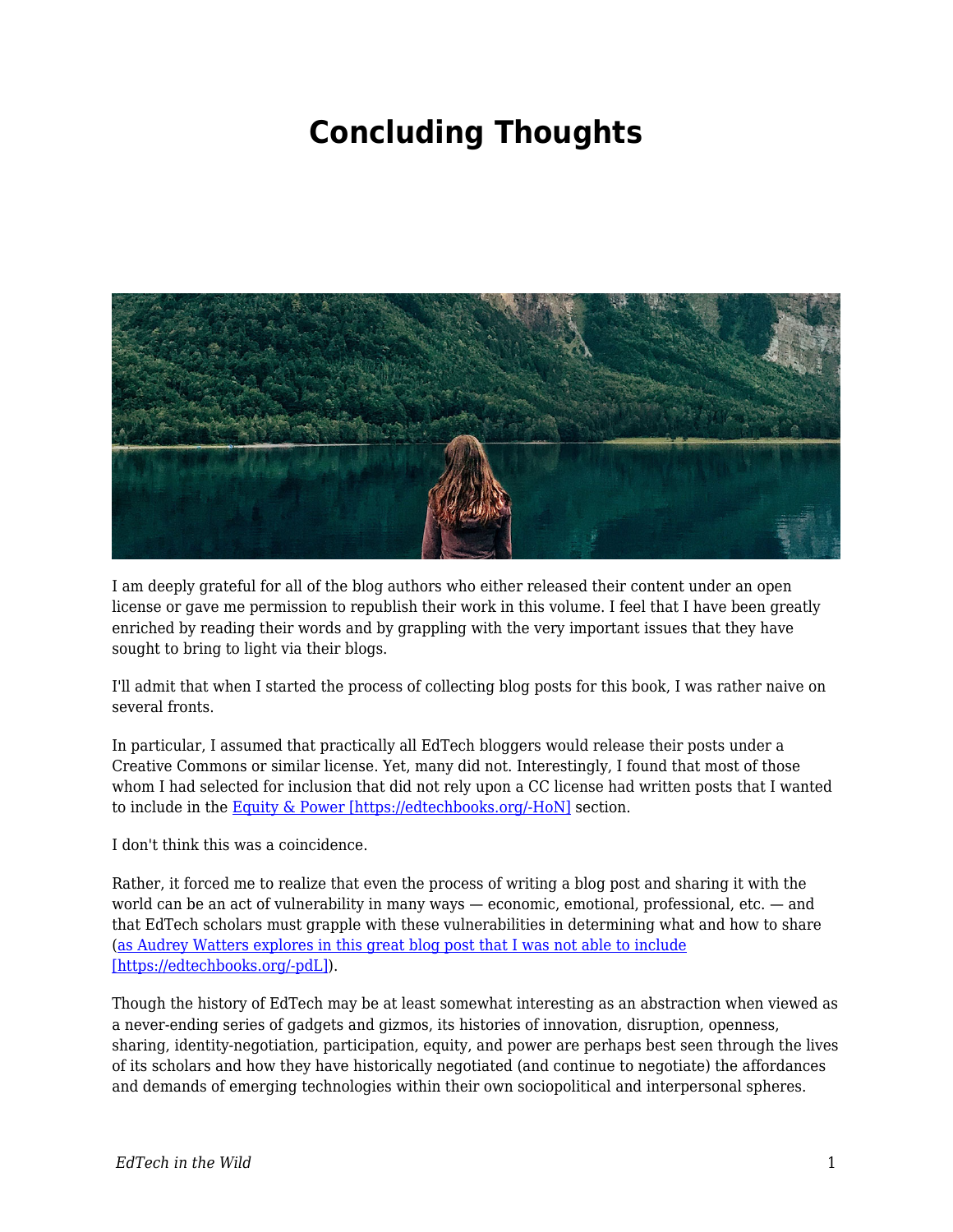# Concluding Thoughts

I am deeply grateful for all of the blog authors who either released their content under an open license or gave me permission to republish their work in this volume. I feel that I have been greatly enriched by reading their words and by grappling with the very important issues that they have sought to bring to light via their blogs.

I'll admit that when I started the process of collecting blog posts for this book, I was rather naive on several fronts.

In particular, I assumed that practically all EdTech bloggers would release their posts under a Creative Commons or similar license. Yet, many did not. Interestingly, I found that most of those whom I had selected for inclusion that did not rely upon a CC license had written posts that I wanted to include in the [Equity & Power [https://edtechbooks.org/-HoN]](https://edtechbooks.org/-HoN) section.

I don't think this was a coincidence.

Rather, it forced me to realize that even the process of writing a blog post and sharing it with the world can be an act of vulnerability in many ways — economic, emotional, professional, etc. — and that EdTech scholars must grapple with these vulnerabilities in determining what and how to share ([as Audrey Watters explores in this great blog post that I was not able to include [https://edtechbooks.org/-pdL]](https://edtechbooks.org/-pdL)).

Though the history of EdTech may be at least somewhat interesting as an abstraction when viewed as a never-ending series of gadgets and gizmos, its histories of innovation, disruption, openness, sharing, identity-negotiation, participation, equity, and power are perhaps best seen through the lives of its scholars and how they have historically negotiated (and continue to negotiate) the affordances and demands of emerging technologies within their own sociopolitical and interpersonal spheres.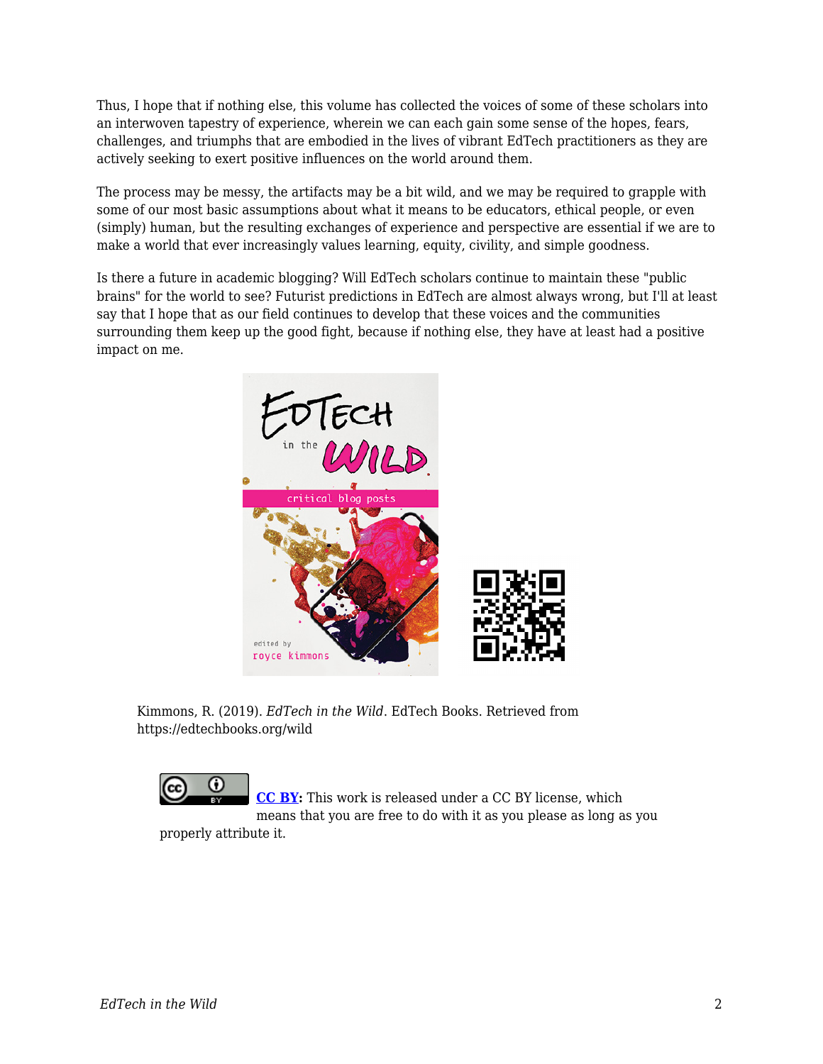Thus, I hope that if nothing else, this volume has collected the voices of some of these scholars into an interwoven tapestry of experience, wherein we can each gain some sense of the hopes, fears, challenges, and triumphs that are embodied in the lives of vibrant EdTech practitioners as they are actively seeking to exert positive influences on the world around them.

The process may be messy, the artifacts may be a bit wild, and we may be required to grapple with some of our most basic assumptions about what it means to be educators, ethical people, or even (simply) human, but the resulting exchanges of experience and perspective are essential if we are to make a world that ever increasingly values learning, equity, civility, and simple goodness.

Is there a future in academic blogging? Will EdTech scholars continue to maintain these "public brains" for the world to see? Futurist predictions in EdTech are almost always wrong, but I'll at least say that I hope that as our field continues to develop that these voices and the communities surrounding them keep up the good fight, because if nothing else, they have at least had a positive impact on me.

Kimmons, R. (2019). *EdTech in the Wild*. EdTech Books. Retrieved from https://edtechbooks.org/wild

**CC BY:** This work is released under a CC BY license, which means that you are free to do with it as you please as long as you properly attribute it.